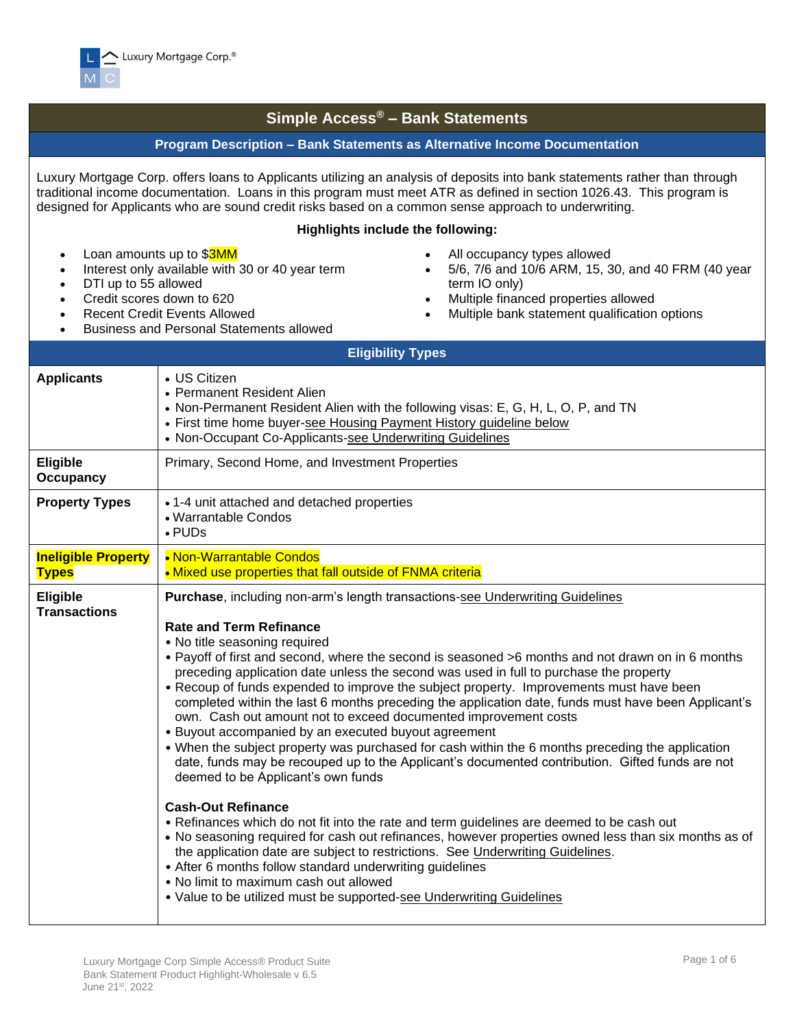Luxury Mortgage Corp.®

# Simple Access® – Bank Statements

## Program Description – Bank Statements as Alternative Income Documentation

Luxury Mortgage Corp. offers loans to Applicants utilizing an analysis of deposits into bank statements rather than through traditional income documentation. Loans in this program must meet ATR as defined in section 1026.43. This program is designed for Applicants who are sound credit risks based on a common sense approach to underwriting.

**Highlights include the following:**

- Loan amounts up to $3MM
- Interest only available with 30 or 40 year term
- DTI up to 55 allowed
- Credit scores down to 620
- Recent Credit Events Allowed
- Business and Personal Statements allowed
- All occupancy types allowed
- 5/6, 7/6 and 10/6 ARM, 15, 30, and 40 FRM (40 year term IO only)
- Multiple financed properties allowed
- Multiple bank statement qualification options

## Eligibility Types

| | |
|---|---|
| **Applicants** | • US Citizen<br>• Permanent Resident Alien<br>• Non-Permanent Resident Alien with the following visas: E, G, H, L, O, P, and TN<br>• First time home buyer-see Housing Payment History guideline below<br>• Non-Occupant Co-Applicants-see Underwriting Guidelines |
| **Eligible Occupancy** | Primary, Second Home, and Investment Properties |
| **Property Types** | • 1-4 unit attached and detached properties<br>• Warrantable Condos<br>• PUDs |
| **Ineligible Property Types** | • Non-Warrantable Condos<br>• Mixed use properties that fall outside of FNMA criteria |
| **Eligible Transactions** | **Purchase**, including non-arm's length transactions-see Underwriting Guidelines<br><br>**Rate and Term Refinance**<br>• No title seasoning required<br>• Payoff of first and second, where the second is seasoned >6 months and not drawn on in 6 months preceding application date unless the second was used in full to purchase the property<br>• Recoup of funds expended to improve the subject property. Improvements must have been completed within the last 6 months preceding the application date, funds must have been Applicant's own. Cash out amount not to exceed documented improvement costs<br>• Buyout accompanied by an executed buyout agreement<br>• When the subject property was purchased for cash within the 6 months preceding the application date, funds may be recouped up to the Applicant's documented contribution. Gifted funds are not deemed to be Applicant's own funds<br><br>**Cash-Out Refinance**<br>• Refinances which do not fit into the rate and term guidelines are deemed to be cash out<br>• No seasoning required for cash out refinances, however properties owned less than six months as of the application date are subject to restrictions. See Underwriting Guidelines.<br>• After 6 months follow standard underwriting guidelines<br>• No limit to maximum cash out allowed<br>• Value to be utilized must be supported-see Underwriting Guidelines |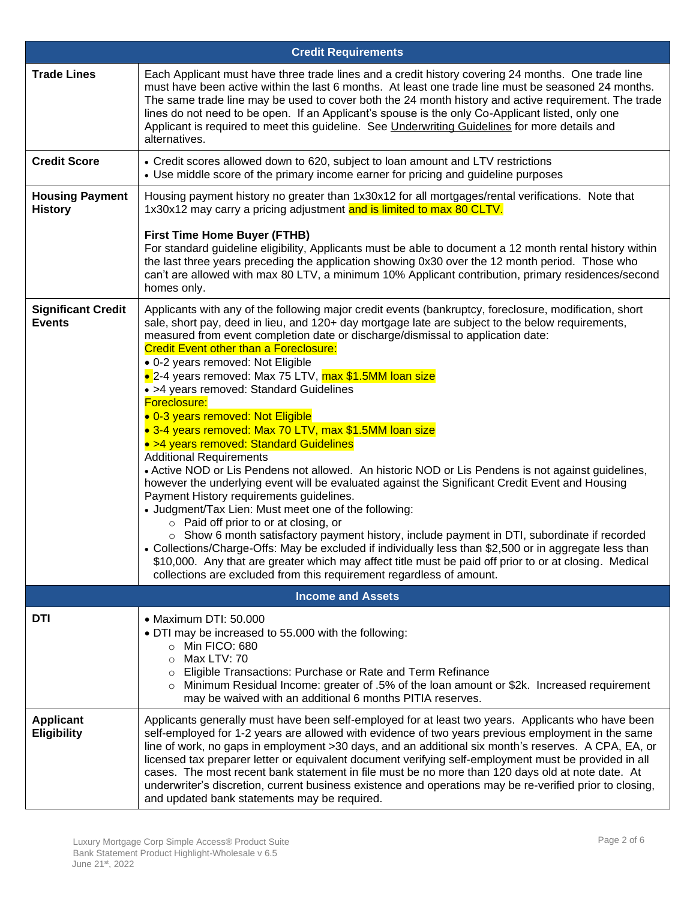| Credit Requirements | |
|---|---|
| **Trade Lines** | Each Applicant must have three trade lines and a credit history covering 24 months. One trade line must have been active within the last 6 months. At least one trade line must be seasoned 24 months. The same trade line may be used to cover both the 24 month history and active requirement. The trade lines do not need to be open. If an Applicant's spouse is the only Co-Applicant listed, only one Applicant is required to meet this guideline. See Underwriting Guidelines for more details and alternatives. |
| **Credit Score** | • Credit scores allowed down to 620, subject to loan amount and LTV restrictions<br>• Use middle score of the primary income earner for pricing and guideline purposes |
| **Housing Payment History** | Housing payment history no greater than 1x30x12 for all mortgages/rental verifications. Note that 1x30x12 may carry a pricing adjustment and is limited to max 80 CLTV.<br><br>**First Time Home Buyer (FTHB)**<br>For standard guideline eligibility, Applicants must be able to document a 12 month rental history within the last three years preceding the application showing 0x30 over the 12 month period. Those who can't are allowed with max 80 LTV, a minimum 10% Applicant contribution, primary residences/second homes only. |
| **Significant Credit Events** | Applicants with any of the following major credit events (bankruptcy, foreclosure, modification, short sale, short pay, deed in lieu, and 120+ day mortgage late are subject to the below requirements, measured from event completion date or discharge/dismissal to application date:<br>Credit Event other than a Foreclosure:<br>• 0-2 years removed: Not Eligible<br>• 2-4 years removed: Max 75 LTV, max $1.5MM loan size<br>• >4 years removed: Standard Guidelines<br>Foreclosure:<br>• 0-3 years removed: Not Eligible<br>• 3-4 years removed: Max 70 LTV, max $1.5MM loan size<br>• >4 years removed: Standard Guidelines<br>Additional Requirements<br>• Active NOD or Lis Pendens not allowed. An historic NOD or Lis Pendens is not against guidelines, however the underlying event will be evaluated against the Significant Credit Event and Housing Payment History requirements guidelines.<br>• Judgment/Tax Lien: Must meet one of the following:<br>&nbsp;&nbsp;○ Paid off prior to or at closing, or<br>&nbsp;&nbsp;○ Show 6 month satisfactory payment history, include payment in DTI, subordinate if recorded<br>• Collections/Charge-Offs: May be excluded if individually less than $2,500 or in aggregate less than $10,000. Any that are greater which may affect title must be paid off prior to or at closing. Medical collections are excluded from this requirement regardless of amount. |
| **Income and Assets** | |
| **DTI** | • Maximum DTI: 50.000<br>• DTI may be increased to 55.000 with the following:<br>&nbsp;&nbsp;○ Min FICO: 680<br>&nbsp;&nbsp;○ Max LTV: 70<br>&nbsp;&nbsp;○ Eligible Transactions: Purchase or Rate and Term Refinance<br>&nbsp;&nbsp;○ Minimum Residual Income: greater of .5% of the loan amount or $2k. Increased requirement may be waived with an additional 6 months PITIA reserves. |
| **Applicant Eligibility** | Applicants generally must have been self-employed for at least two years. Applicants who have been self-employed for 1-2 years are allowed with evidence of two years previous employment in the same line of work, no gaps in employment >30 days, and an additional six month's reserves. A CPA, EA, or licensed tax preparer letter or equivalent document verifying self-employment must be provided in all cases. The most recent bank statement in file must be no more than 120 days old at note date. At underwriter's discretion, current business existence and operations may be re-verified prior to closing, and updated bank statements may be required. |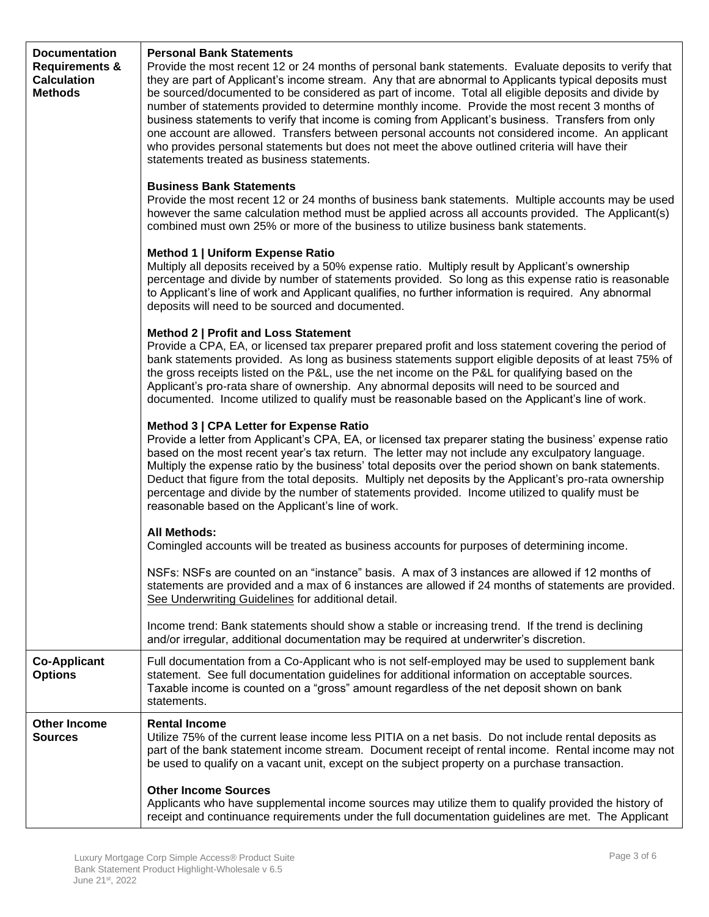| | |
|---|---|
| **Documentation Requirements & Calculation Methods** | **Personal Bank Statements**<br>Provide the most recent 12 or 24 months of personal bank statements. Evaluate deposits to verify that they are part of Applicant's income stream. Any that are abnormal to Applicants typical deposits must be sourced/documented to be considered as part of income. Total all eligible deposits and divide by number of statements provided to determine monthly income. Provide the most recent 3 months of business statements to verify that income is coming from Applicant's business. Transfers from only one account are allowed. Transfers between personal accounts not considered income. An applicant who provides personal statements but does not meet the above outlined criteria will have their statements treated as business statements.<br><br>**Business Bank Statements**<br>Provide the most recent 12 or 24 months of business bank statements. Multiple accounts may be used however the same calculation method must be applied across all accounts provided. The Applicant(s) combined must own 25% or more of the business to utilize business bank statements.<br><br>**Method 1 \| Uniform Expense Ratio**<br>Multiply all deposits received by a 50% expense ratio. Multiply result by Applicant's ownership percentage and divide by number of statements provided. So long as this expense ratio is reasonable to Applicant's line of work and Applicant qualifies, no further information is required. Any abnormal deposits will need to be sourced and documented.<br><br>**Method 2 \| Profit and Loss Statement**<br>Provide a CPA, EA, or licensed tax preparer prepared profit and loss statement covering the period of bank statements provided. As long as business statements support eligible deposits of at least 75% of the gross receipts listed on the P&L, use the net income on the P&L for qualifying based on the Applicant's pro-rata share of ownership. Any abnormal deposits will need to be sourced and documented. Income utilized to qualify must be reasonable based on the Applicant's line of work.<br><br>**Method 3 \| CPA Letter for Expense Ratio**<br>Provide a letter from Applicant's CPA, EA, or licensed tax preparer stating the business' expense ratio based on the most recent year's tax return. The letter may not include any exculpatory language. Multiply the expense ratio by the business' total deposits over the period shown on bank statements. Deduct that figure from the total deposits. Multiply net deposits by the Applicant's pro-rata ownership percentage and divide by the number of statements provided. Income utilized to qualify must be reasonable based on the Applicant's line of work.<br><br>**All Methods:**<br>Comingled accounts will be treated as business accounts for purposes of determining income.<br><br>NSFs: NSFs are counted on an "instance" basis. A max of 3 instances are allowed if 12 months of statements are provided and a max of 6 instances are allowed if 24 months of statements are provided. See Underwriting Guidelines for additional detail.<br><br>Income trend: Bank statements should show a stable or increasing trend. If the trend is declining and/or irregular, additional documentation may be required at underwriter's discretion. |
| **Co-Applicant Options** | Full documentation from a Co-Applicant who is not self-employed may be used to supplement bank statement. See full documentation guidelines for additional information on acceptable sources. Taxable income is counted on a "gross" amount regardless of the net deposit shown on bank statements. |
| **Other Income Sources** | **Rental Income**<br>Utilize 75% of the current lease income less PITIA on a net basis. Do not include rental deposits as part of the bank statement income stream. Document receipt of rental income. Rental income may not be used to qualify on a vacant unit, except on the subject property on a purchase transaction.<br><br>**Other Income Sources**<br>Applicants who have supplemental income sources may utilize them to qualify provided the history of receipt and continuance requirements under the full documentation guidelines are met. The Applicant |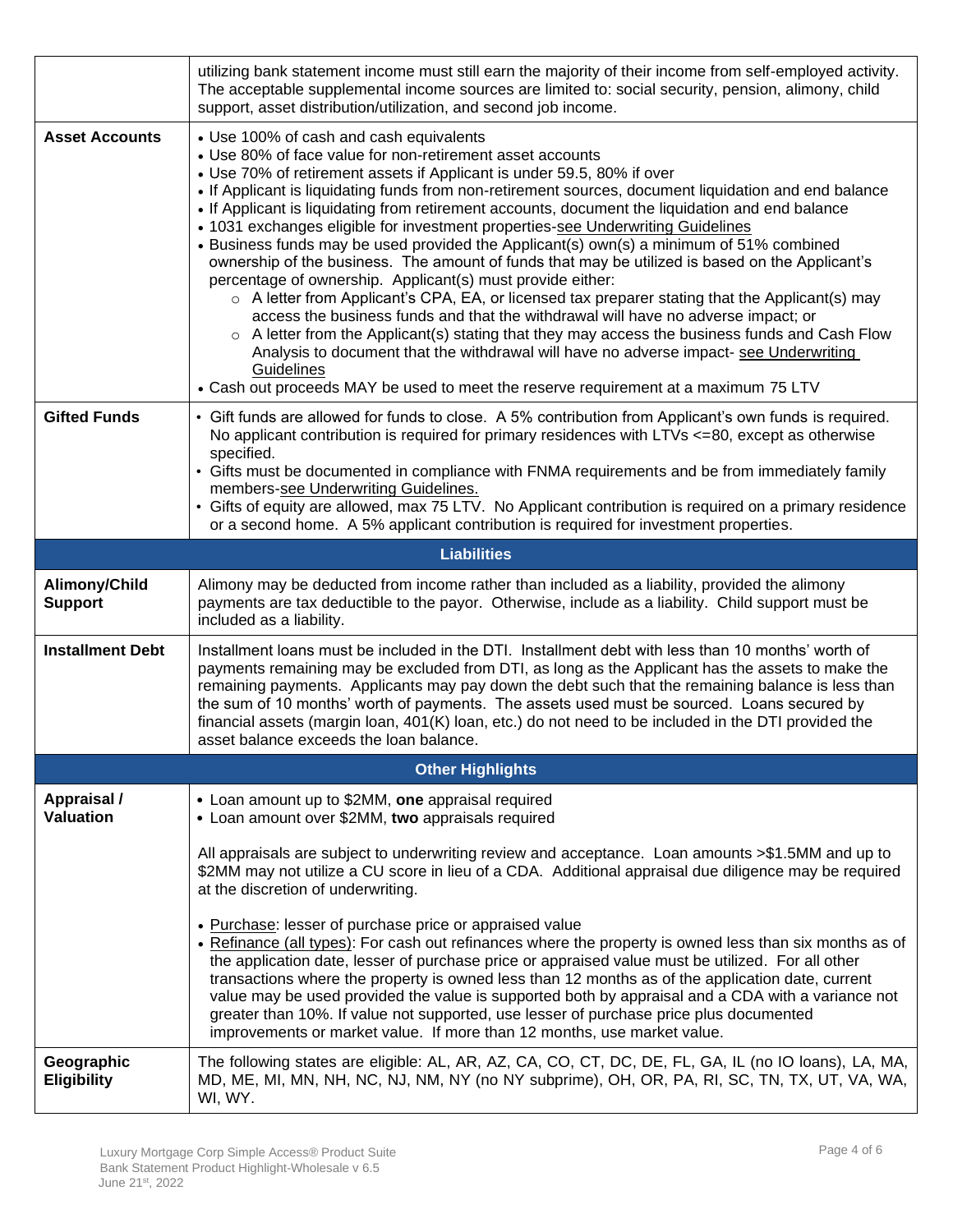| | |
|---|---|
| | utilizing bank statement income must still earn the majority of their income from self-employed activity. The acceptable supplemental income sources are limited to: social security, pension, alimony, child support, asset distribution/utilization, and second job income. |
| **Asset Accounts** | • Use 100% of cash and cash equivalents<br>• Use 80% of face value for non-retirement asset accounts<br>• Use 70% of retirement assets if Applicant is under 59.5, 80% if over<br>• If Applicant is liquidating funds from non-retirement sources, document liquidation and end balance<br>• If Applicant is liquidating from retirement accounts, document the liquidation and end balance<br>• 1031 exchanges eligible for investment properties-see Underwriting Guidelines<br>• Business funds may be used provided the Applicant(s) own(s) a minimum of 51% combined ownership of the business. The amount of funds that may be utilized is based on the Applicant's percentage of ownership. Applicant(s) must provide either:<br>  ○ A letter from Applicant's CPA, EA, or licensed tax preparer stating that the Applicant(s) may access the business funds and that the withdrawal will have no adverse impact; or<br>  ○ A letter from the Applicant(s) stating that they may access the business funds and Cash Flow Analysis to document that the withdrawal will have no adverse impact- see Underwriting Guidelines<br>• Cash out proceeds MAY be used to meet the reserve requirement at a maximum 75 LTV |
| **Gifted Funds** | • Gift funds are allowed for funds to close. A 5% contribution from Applicant's own funds is required. No applicant contribution is required for primary residences with LTVs <=80, except as otherwise specified.<br>• Gifts must be documented in compliance with FNMA requirements and be from immediately family members-see Underwriting Guidelines.<br>• Gifts of equity are allowed, max 75 LTV. No Applicant contribution is required on a primary residence or a second home. A 5% applicant contribution is required for investment properties. |
| **Liabilities** | |
| **Alimony/Child Support** | Alimony may be deducted from income rather than included as a liability, provided the alimony payments are tax deductible to the payor. Otherwise, include as a liability. Child support must be included as a liability. |
| **Installment Debt** | Installment loans must be included in the DTI. Installment debt with less than 10 months' worth of payments remaining may be excluded from DTI, as long as the Applicant has the assets to make the remaining payments. Applicants may pay down the debt such that the remaining balance is less than the sum of 10 months' worth of payments. The assets used must be sourced. Loans secured by financial assets (margin loan, 401(K) loan, etc.) do not need to be included in the DTI provided the asset balance exceeds the loan balance. |
| **Other Highlights** | |
| **Appraisal / Valuation** | • Loan amount up to $2MM, **one** appraisal required<br>• Loan amount over $2MM, **two** appraisals required<br><br>All appraisals are subject to underwriting review and acceptance. Loan amounts >$1.5MM and up to $2MM may not utilize a CU score in lieu of a CDA. Additional appraisal due diligence may be required at the discretion of underwriting.<br><br>• Purchase: lesser of purchase price or appraised value<br>• Refinance (all types): For cash out refinances where the property is owned less than six months as of the application date, lesser of purchase price or appraised value must be utilized. For all other transactions where the property is owned less than 12 months as of the application date, current value may be used provided the value is supported both by appraisal and a CDA with a variance not greater than 10%. If value not supported, use lesser of purchase price plus documented improvements or market value. If more than 12 months, use market value. |
| **Geographic Eligibility** | The following states are eligible: AL, AR, AZ, CA, CO, CT, DC, DE, FL, GA, IL (no IO loans), LA, MA, MD, ME, MI, MN, NH, NC, NJ, NM, NY (no NY subprime), OH, OR, PA, RI, SC, TN, TX, UT, VA, WA, WI, WY. |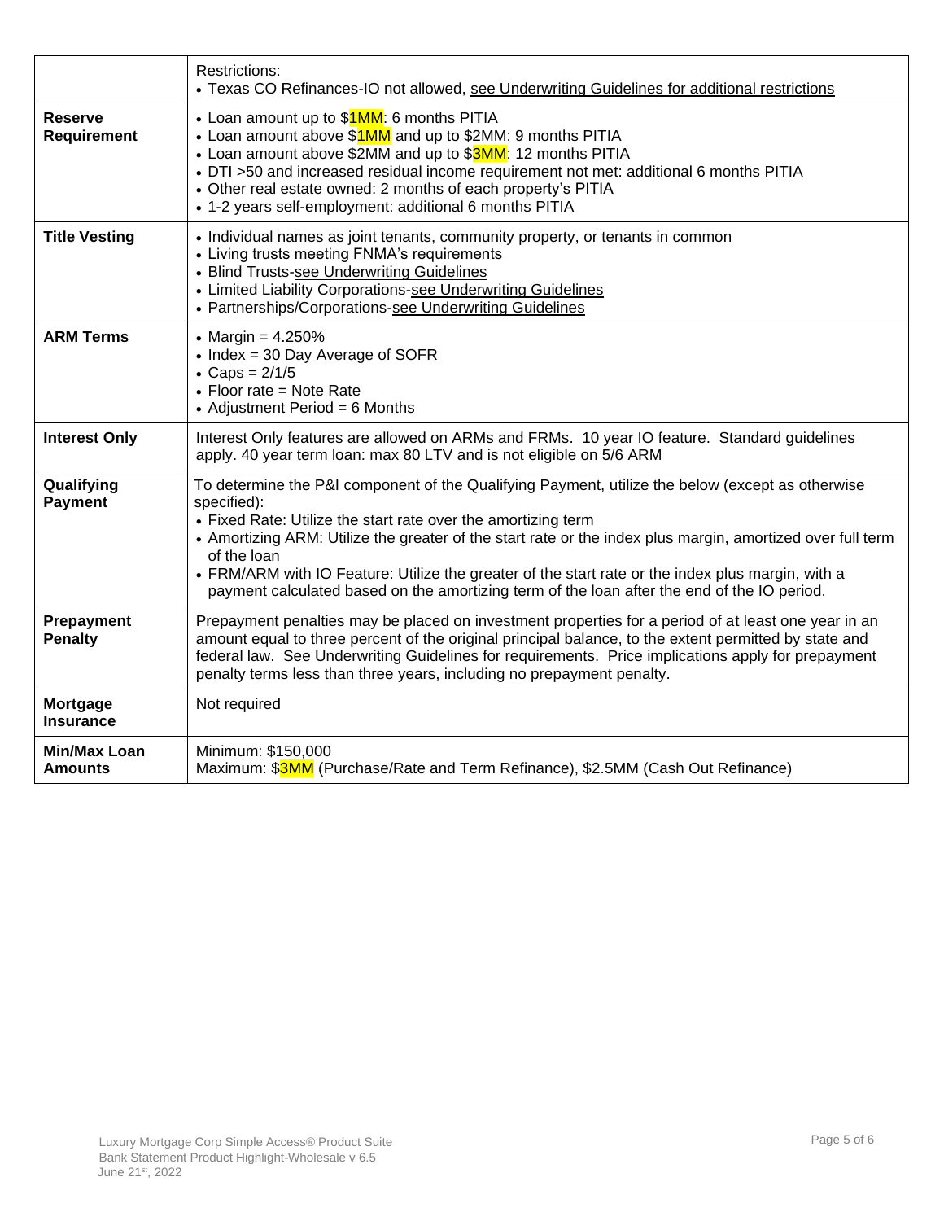| | |
|---|---|
| | Restrictions:<br>• Texas CO Refinances-IO not allowed, see Underwriting Guidelines for additional restrictions |
| **Reserve Requirement** | • Loan amount up to $1MM: 6 months PITIA<br>• Loan amount above $1MM and up to $2MM: 9 months PITIA<br>• Loan amount above $2MM and up to $3MM: 12 months PITIA<br>• DTI >50 and increased residual income requirement not met: additional 6 months PITIA<br>• Other real estate owned: 2 months of each property's PITIA<br>• 1-2 years self-employment: additional 6 months PITIA |
| **Title Vesting** | • Individual names as joint tenants, community property, or tenants in common<br>• Living trusts meeting FNMA's requirements<br>• Blind Trusts-see Underwriting Guidelines<br>• Limited Liability Corporations-see Underwriting Guidelines<br>• Partnerships/Corporations-see Underwriting Guidelines |
| **ARM Terms** | • Margin = 4.250%<br>• Index = 30 Day Average of SOFR<br>• Caps = 2/1/5<br>• Floor rate = Note Rate<br>• Adjustment Period = 6 Months |
| **Interest Only** | Interest Only features are allowed on ARMs and FRMs. 10 year IO feature. Standard guidelines apply. 40 year term loan: max 80 LTV and is not eligible on 5/6 ARM |
| **Qualifying Payment** | To determine the P&I component of the Qualifying Payment, utilize the below (except as otherwise specified):<br>• Fixed Rate: Utilize the start rate over the amortizing term<br>• Amortizing ARM: Utilize the greater of the start rate or the index plus margin, amortized over full term of the loan<br>• FRM/ARM with IO Feature: Utilize the greater of the start rate or the index plus margin, with a payment calculated based on the amortizing term of the loan after the end of the IO period. |
| **Prepayment Penalty** | Prepayment penalties may be placed on investment properties for a period of at least one year in an amount equal to three percent of the original principal balance, to the extent permitted by state and federal law. See Underwriting Guidelines for requirements. Price implications apply for prepayment penalty terms less than three years, including no prepayment penalty. |
| **Mortgage Insurance** | Not required |
| **Min/Max Loan Amounts** | Minimum: $150,000<br>Maximum: $3MM (Purchase/Rate and Term Refinance), $2.5MM (Cash Out Refinance) |

Luxury Mortgage Corp Simple Access® Product Suite
Bank Statement Product Highlight-Wholesale v 6.5
June 21st, 2022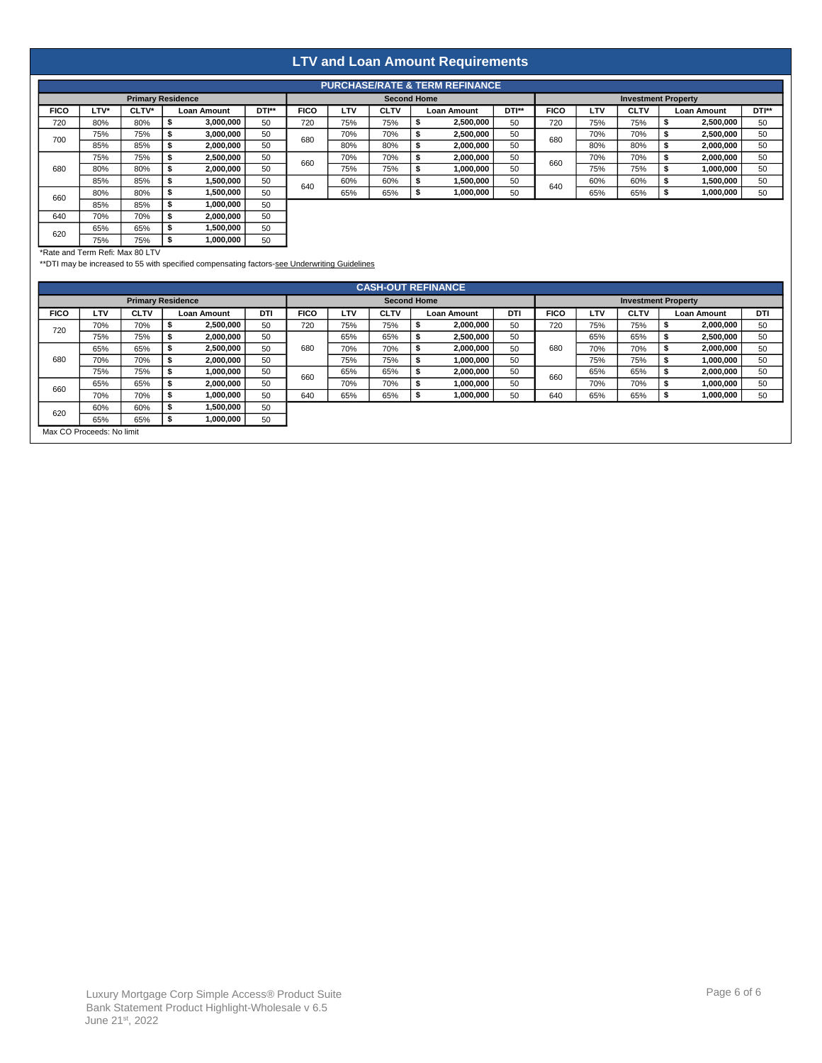# LTV and Loan Amount Requirements

## PURCHASE/RATE & TERM REFINANCE

| Primary Residence | | | | | Second Home | | | | | Investment Property | | | | |
|---|---|---|---|---|---|---|---|---|---|---|---|---|---|---|
| FICO | LTV* | CLTV* | Loan Amount | DTI** | FICO | LTV | CLTV | Loan Amount | DTI** | FICO | LTV | CLTV | Loan Amount | DTI** |
| 720 | 80% | 80% | $ 3,000,000 | 50 | 720 | 75% | 75% | $ 2,500,000 | 50 | 720 | 75% | 75% | $ 2,500,000 | 50 |
| 700 | 75% | 75% | $ 3,000,000 | 50 | 680 | 70% | 70% | $ 2,500,000 | 50 | 680 | 70% | 70% | $ 2,500,000 | 50 |
| | 85% | 85% | $ 2,000,000 | 50 | | 80% | 80% | $ 2,000,000 | 50 | | 80% | 80% | $ 2,000,000 | 50 |
| 680 | 75% | 75% | $ 2,500,000 | 50 | 660 | 70% | 70% | $ 2,000,000 | 50 | 660 | 70% | 70% | $ 2,000,000 | 50 |
| | 80% | 80% | $ 2,000,000 | 50 | | 75% | 75% | $ 1,000,000 | 50 | | 75% | 75% | $ 1,000,000 | 50 |
| | 85% | 85% | $ 1,500,000 | 50 | 640 | 60% | 60% | $ 1,500,000 | 50 | 640 | 60% | 60% | $ 1,500,000 | 50 |
| 660 | 80% | 80% | $ 1,500,000 | 50 | | 65% | 65% | $ 1,000,000 | 50 | | 65% | 65% | $ 1,000,000 | 50 |
| | 85% | 85% | $ 1,000,000 | 50 | | | | | | | | | | |
| 640 | 70% | 70% | $ 2,000,000 | 50 | | | | | | | | | | |
| 620 | 65% | 65% | $ 1,500,000 | 50 | | | | | | | | | | |
| | 75% | 75% | $ 1,000,000 | 50 | | | | | | | | | | |

*Rate and Term Refi: Max 80 LTV

**DTI may be increased to 55 with specified compensating factors-see Underwriting Guidelines

## CASH-OUT REFINANCE

| Primary Residence | | | | | Second Home | | | | | Investment Property | | | | |
|---|---|---|---|---|---|---|---|---|---|---|---|---|---|---|
| FICO | LTV | CLTV | Loan Amount | DTI | FICO | LTV | CLTV | Loan Amount | DTI | FICO | LTV | CLTV | Loan Amount | DTI |
| 720 | 70% | 70% | $ 2,500,000 | 50 | 720 | 75% | 75% | $ 2,000,000 | 50 | 720 | 75% | 75% | $ 2,000,000 | 50 |
| | 75% | 75% | $ 2,000,000 | 50 | 680 | 65% | 65% | $ 2,500,000 | 50 | 680 | 65% | 65% | $ 2,500,000 | 50 |
| 680 | 65% | 65% | $ 2,500,000 | 50 | | 70% | 70% | $ 2,000,000 | 50 | | 70% | 70% | $ 2,000,000 | 50 |
| | 70% | 70% | $ 2,000,000 | 50 | | 75% | 75% | $ 1,000,000 | 50 | | 75% | 75% | $ 1,000,000 | 50 |
| | 75% | 75% | $ 1,000,000 | 50 | 660 | 65% | 65% | $ 2,000,000 | 50 | 660 | 65% | 65% | $ 2,000,000 | 50 |
| 660 | 65% | 65% | $ 2,000,000 | 50 | | 70% | 70% | $ 1,000,000 | 50 | | 70% | 70% | $ 1,000,000 | 50 |
| | 70% | 70% | $ 1,000,000 | 50 | 640 | 65% | 65% | $ 1,000,000 | 50 | 640 | 65% | 65% | $ 1,000,000 | 50 |
| 620 | 60% | 60% | $ 1,500,000 | 50 | | | | | | | | | | |
| | 65% | 65% | $ 1,000,000 | 50 | | | | | | | | | | |

Max CO Proceeds: No limit